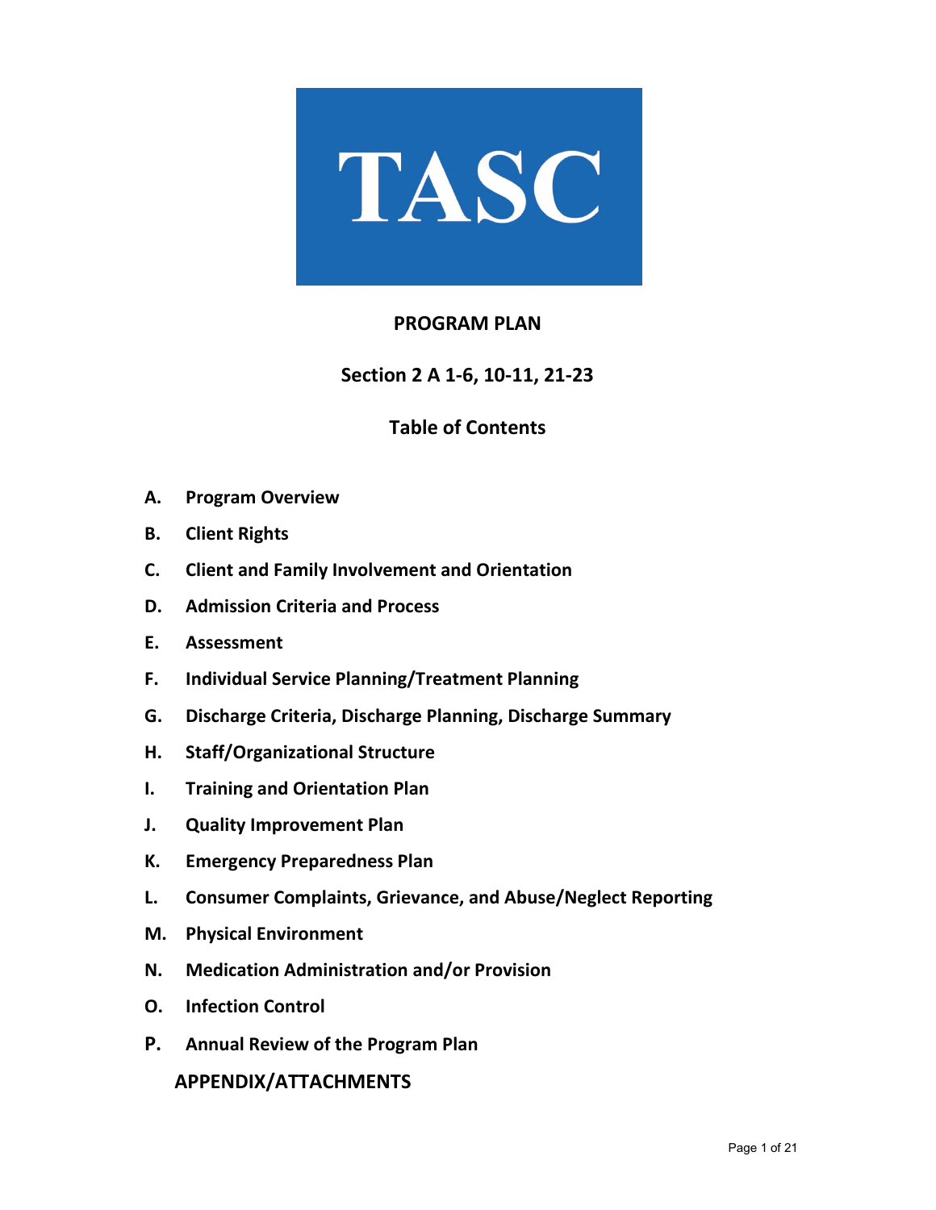# TASC

## PROGRAM PLAN

### Section 2 A 1-6, 10-11, 21-23

### Table of Contents

- **A. Program Overview**
- **B. Client Rights**
- **C. Client and Family Involvement and Orientation**
- **D. Admission Criteria and Process**
- **E. Assessment**
- **F. Individual Service Planning/Treatment Planning**
- **G. Discharge Criteria, Discharge Planning, Discharge Summary**
- **H. Staff/Organizational Structure**
- **I. Training and Orientation Plan**
- **J. Quality Improvement Plan**
- **K. Emergency Preparedness Plan**
- **L. Consumer Complaints, Grievance, and Abuse/Neglect Reporting**
- **M. Physical Environment**
- **N. Medication Administration and/or Provision**
- **O. Infection Control**
- **P. Annual Review of the Program Plan**

**APPENDIX/ATTACHMENTS**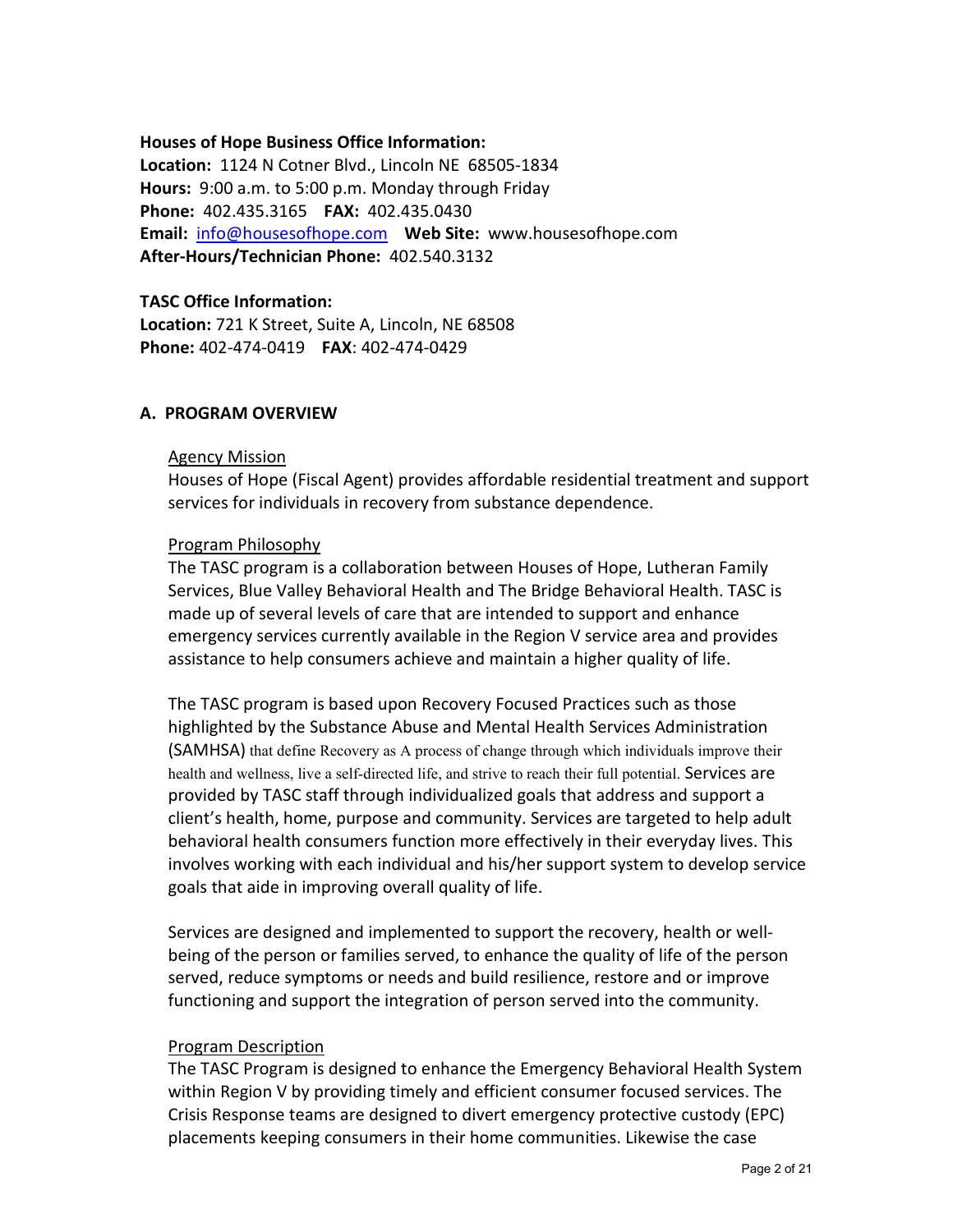**Houses of Hope Business Office Information:**
**Location:** 1124 N Cotner Blvd., Lincoln NE 68505-1834
**Hours:** 9:00 a.m. to 5:00 p.m. Monday through Friday
**Phone:** 402.435.3165 **FAX:** 402.435.0430
**Email:** info@housesofhope.com **Web Site:** www.housesofhope.com
**After-Hours/Technician Phone:** 402.540.3132

**TASC Office Information:**
**Location:** 721 K Street, Suite A, Lincoln, NE 68508
**Phone:** 402-474-0419 **FAX**: 402-474-0429

## A. PROGRAM OVERVIEW

### Agency Mission

Houses of Hope (Fiscal Agent) provides affordable residential treatment and support services for individuals in recovery from substance dependence.

### Program Philosophy

The TASC program is a collaboration between Houses of Hope, Lutheran Family Services, Blue Valley Behavioral Health and The Bridge Behavioral Health. TASC is made up of several levels of care that are intended to support and enhance emergency services currently available in the Region V service area and provides assistance to help consumers achieve and maintain a higher quality of life.

The TASC program is based upon Recovery Focused Practices such as those highlighted by the Substance Abuse and Mental Health Services Administration (SAMHSA) that define Recovery as A process of change through which individuals improve their health and wellness, live a self-directed life, and strive to reach their full potential. Services are provided by TASC staff through individualized goals that address and support a client's health, home, purpose and community. Services are targeted to help adult behavioral health consumers function more effectively in their everyday lives. This involves working with each individual and his/her support system to develop service goals that aide in improving overall quality of life.

Services are designed and implemented to support the recovery, health or well-being of the person or families served, to enhance the quality of life of the person served, reduce symptoms or needs and build resilience, restore and or improve functioning and support the integration of person served into the community.

### Program Description

The TASC Program is designed to enhance the Emergency Behavioral Health System within Region V by providing timely and efficient consumer focused services. The Crisis Response teams are designed to divert emergency protective custody (EPC) placements keeping consumers in their home communities. Likewise the case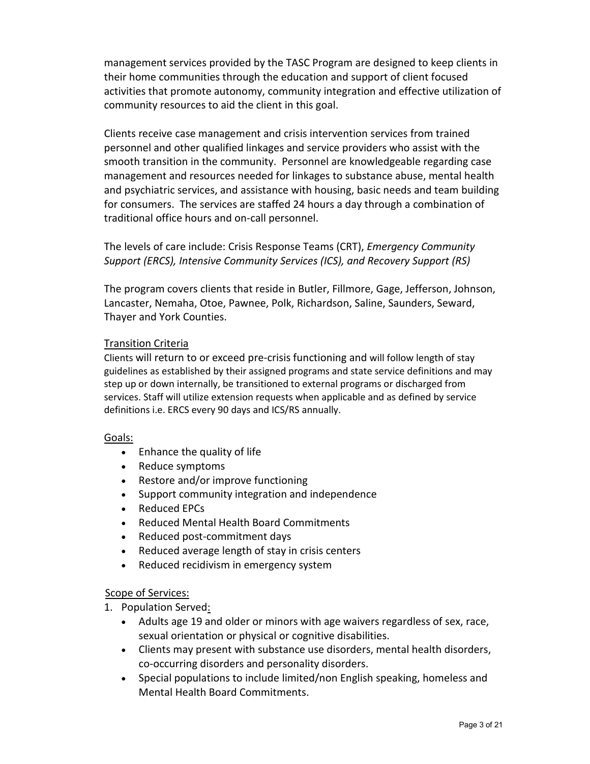management services provided by the TASC Program are designed to keep clients in their home communities through the education and support of client focused activities that promote autonomy, community integration and effective utilization of community resources to aid the client in this goal.

Clients receive case management and crisis intervention services from trained personnel and other qualified linkages and service providers who assist with the smooth transition in the community. Personnel are knowledgeable regarding case management and resources needed for linkages to substance abuse, mental health and psychiatric services, and assistance with housing, basic needs and team building for consumers. The services are staffed 24 hours a day through a combination of traditional office hours and on-call personnel.

The levels of care include: Crisis Response Teams (CRT), *Emergency Community Support (ERCS), Intensive Community Services (ICS), and Recovery Support (RS)*

The program covers clients that reside in Butler, Fillmore, Gage, Jefferson, Johnson, Lancaster, Nemaha, Otoe, Pawnee, Polk, Richardson, Saline, Saunders, Seward, Thayer and York Counties.

<u>Transition Criteria</u>

Clients will return to or exceed pre-crisis functioning and will follow length of stay guidelines as established by their assigned programs and state service definitions and may step up or down internally, be transitioned to external programs or discharged from services. Staff will utilize extension requests when applicable and as defined by service definitions i.e. ERCS every 90 days and ICS/RS annually.

<u>Goals:</u>

- Enhance the quality of life
- Reduce symptoms
- Restore and/or improve functioning
- Support community integration and independence
- Reduced EPCs
- Reduced Mental Health Board Commitments
- Reduced post-commitment days
- Reduced average length of stay in crisis centers
- Reduced recidivism in emergency system

<u>Scope of Services:</u>

1. Population Served:
   - Adults age 19 and older or minors with age waivers regardless of sex, race, sexual orientation or physical or cognitive disabilities.
   - Clients may present with substance use disorders, mental health disorders, co-occurring disorders and personality disorders.
   - Special populations to include limited/non English speaking, homeless and Mental Health Board Commitments.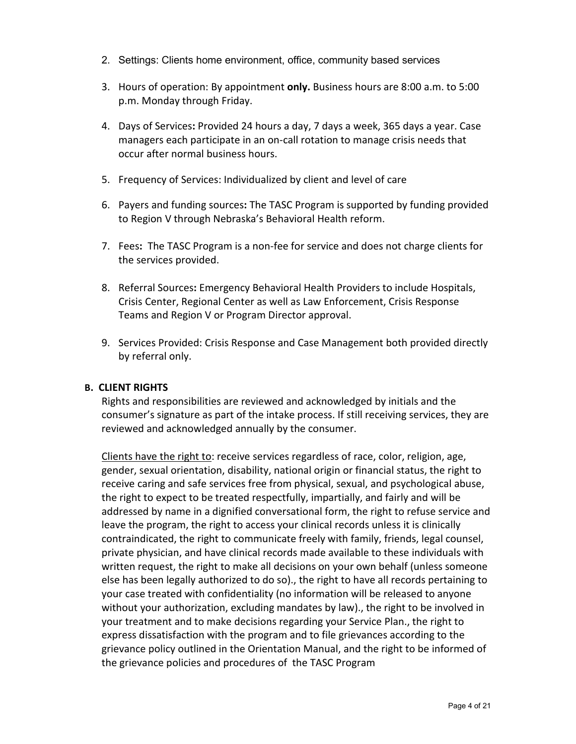2. Settings: Clients home environment, office, community based services
3. Hours of operation: By appointment **only.** Business hours are 8:00 a.m. to 5:00 p.m. Monday through Friday.
4. Days of Services**:** Provided 24 hours a day, 7 days a week, 365 days a year. Case managers each participate in an on-call rotation to manage crisis needs that occur after normal business hours.
5. Frequency of Services: Individualized by client and level of care
6. Payers and funding sources**:** The TASC Program is supported by funding provided to Region V through Nebraska's Behavioral Health reform.
7. Fees**:** The TASC Program is a non-fee for service and does not charge clients for the services provided.
8. Referral Sources**:** Emergency Behavioral Health Providers to include Hospitals, Crisis Center, Regional Center as well as Law Enforcement, Crisis Response Teams and Region V or Program Director approval.
9. Services Provided: Crisis Response and Case Management both provided directly by referral only.

### B. CLIENT RIGHTS

Rights and responsibilities are reviewed and acknowledged by initials and the consumer's signature as part of the intake process. If still receiving services, they are reviewed and acknowledged annually by the consumer.

<u>Clients have the right to</u>: receive services regardless of race, color, religion, age, gender, sexual orientation, disability, national origin or financial status, the right to receive caring and safe services free from physical, sexual, and psychological abuse, the right to expect to be treated respectfully, impartially, and fairly and will be addressed by name in a dignified conversational form, the right to refuse service and leave the program, the right to access your clinical records unless it is clinically contraindicated, the right to communicate freely with family, friends, legal counsel, private physician, and have clinical records made available to these individuals with written request, the right to make all decisions on your own behalf (unless someone else has been legally authorized to do so)., the right to have all records pertaining to your case treated with confidentiality (no information will be released to anyone without your authorization, excluding mandates by law)., the right to be involved in your treatment and to make decisions regarding your Service Plan., the right to express dissatisfaction with the program and to file grievances according to the grievance policy outlined in the Orientation Manual, and the right to be informed of the grievance policies and procedures of the TASC Program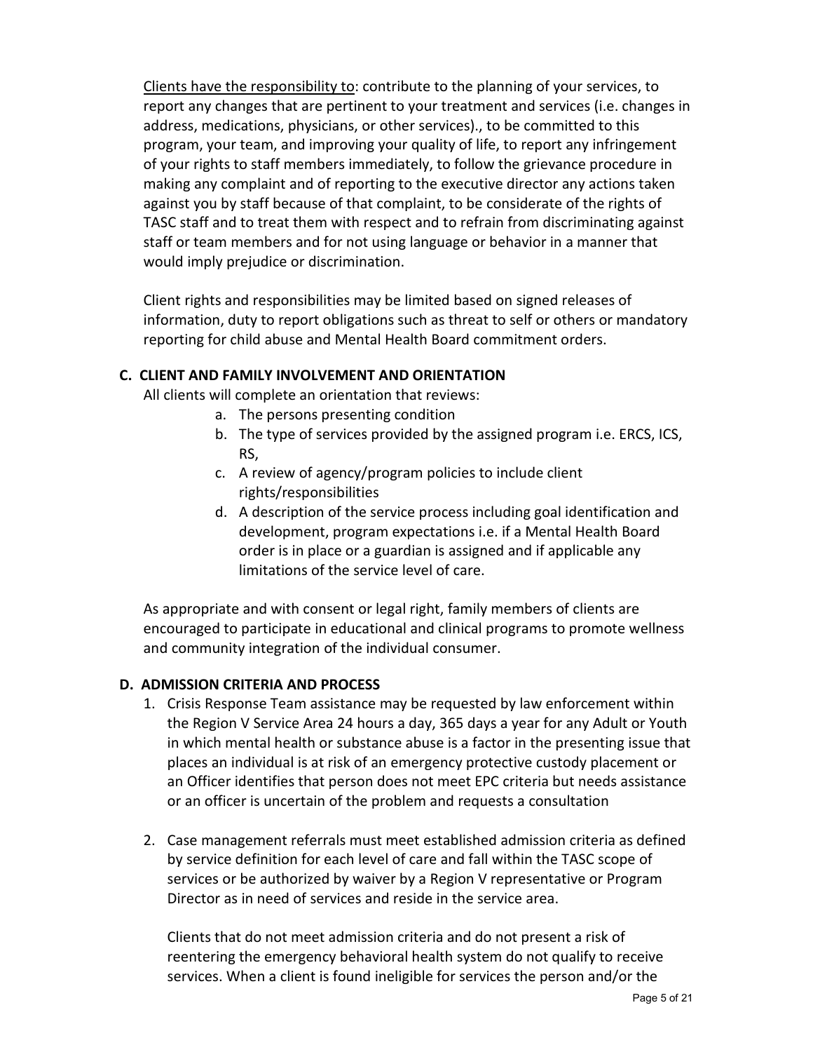<u>Clients have the responsibility to</u>: contribute to the planning of your services, to report any changes that are pertinent to your treatment and services (i.e. changes in address, medications, physicians, or other services)., to be committed to this program, your team, and improving your quality of life, to report any infringement of your rights to staff members immediately, to follow the grievance procedure in making any complaint and of reporting to the executive director any actions taken against you by staff because of that complaint, to be considerate of the rights of TASC staff and to treat them with respect and to refrain from discriminating against staff or team members and for not using language or behavior in a manner that would imply prejudice or discrimination.

Client rights and responsibilities may be limited based on signed releases of information, duty to report obligations such as threat to self or others or mandatory reporting for child abuse and Mental Health Board commitment orders.

### C. CLIENT AND FAMILY INVOLVEMENT AND ORIENTATION

All clients will complete an orientation that reviews:

a. The persons presenting condition
b. The type of services provided by the assigned program i.e. ERCS, ICS, RS,
c. A review of agency/program policies to include client rights/responsibilities
d. A description of the service process including goal identification and development, program expectations i.e. if a Mental Health Board order is in place or a guardian is assigned and if applicable any limitations of the service level of care.

As appropriate and with consent or legal right, family members of clients are encouraged to participate in educational and clinical programs to promote wellness and community integration of the individual consumer.

### D. ADMISSION CRITERIA AND PROCESS

1. Crisis Response Team assistance may be requested by law enforcement within the Region V Service Area 24 hours a day, 365 days a year for any Adult or Youth in which mental health or substance abuse is a factor in the presenting issue that places an individual is at risk of an emergency protective custody placement or an Officer identifies that person does not meet EPC criteria but needs assistance or an officer is uncertain of the problem and requests a consultation

2. Case management referrals must meet established admission criteria as defined by service definition for each level of care and fall within the TASC scope of services or be authorized by waiver by a Region V representative or Program Director as in need of services and reside in the service area.

   Clients that do not meet admission criteria and do not present a risk of reentering the emergency behavioral health system do not qualify to receive services. When a client is found ineligible for services the person and/or the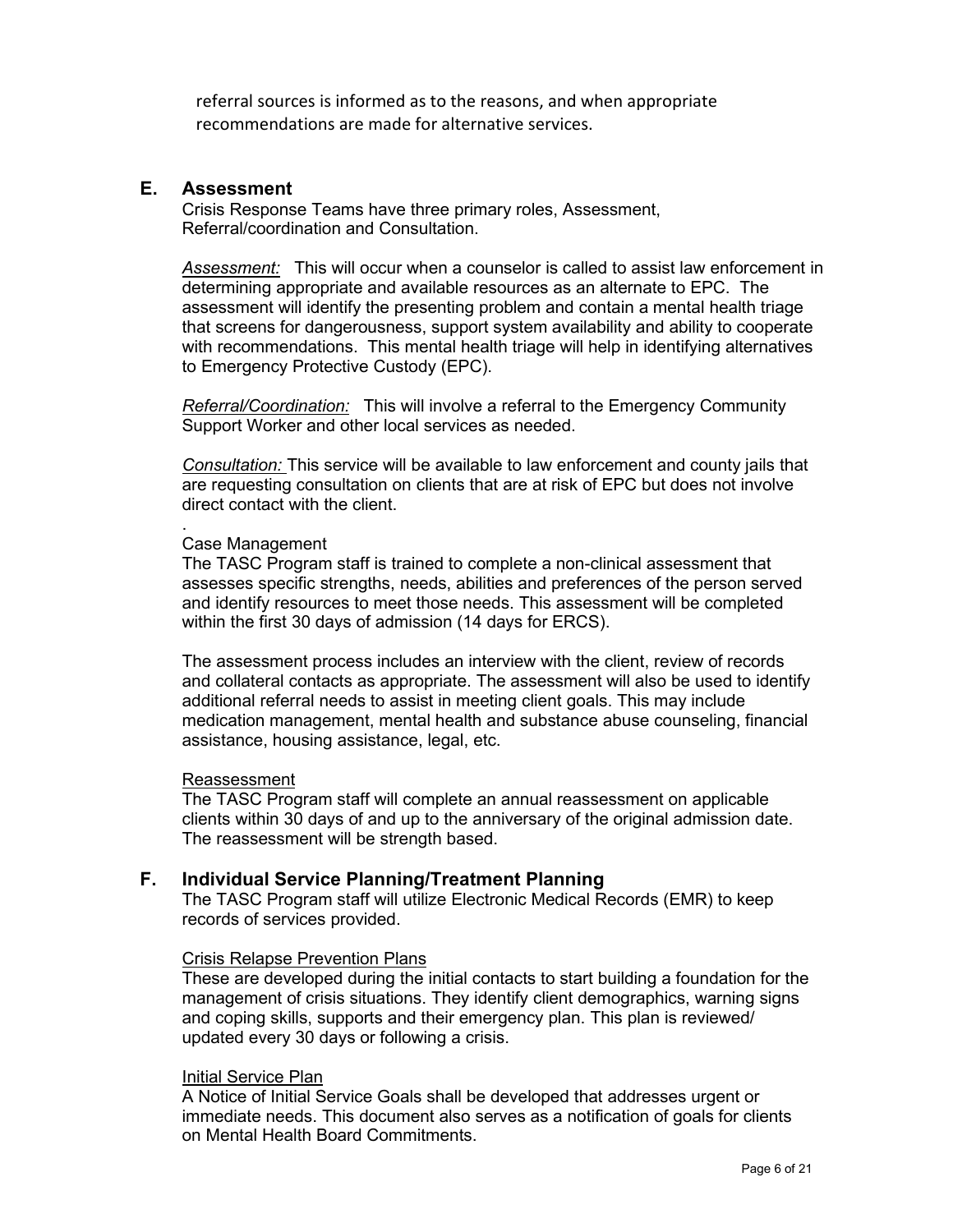referral sources is informed as to the reasons, and when appropriate recommendations are made for alternative services.

## E. Assessment

Crisis Response Teams have three primary roles, Assessment, Referral/coordination and Consultation.

*Assessment:* This will occur when a counselor is called to assist law enforcement in determining appropriate and available resources as an alternate to EPC. The assessment will identify the presenting problem and contain a mental health triage that screens for dangerousness, support system availability and ability to cooperate with recommendations. This mental health triage will help in identifying alternatives to Emergency Protective Custody (EPC).

*Referral/Coordination:* This will involve a referral to the Emergency Community Support Worker and other local services as needed.

*Consultation:* This service will be available to law enforcement and county jails that are requesting consultation on clients that are at risk of EPC but does not involve direct contact with the client.

.

Case Management

The TASC Program staff is trained to complete a non-clinical assessment that assesses specific strengths, needs, abilities and preferences of the person served and identify resources to meet those needs. This assessment will be completed within the first 30 days of admission (14 days for ERCS).

The assessment process includes an interview with the client, review of records and collateral contacts as appropriate. The assessment will also be used to identify additional referral needs to assist in meeting client goals. This may include medication management, mental health and substance abuse counseling, financial assistance, housing assistance, legal, etc.

Reassessment

The TASC Program staff will complete an annual reassessment on applicable clients within 30 days of and up to the anniversary of the original admission date. The reassessment will be strength based.

## F. Individual Service Planning/Treatment Planning

The TASC Program staff will utilize Electronic Medical Records (EMR) to keep records of services provided.

Crisis Relapse Prevention Plans

These are developed during the initial contacts to start building a foundation for the management of crisis situations. They identify client demographics, warning signs and coping skills, supports and their emergency plan. This plan is reviewed/ updated every 30 days or following a crisis.

Initial Service Plan

A Notice of Initial Service Goals shall be developed that addresses urgent or immediate needs. This document also serves as a notification of goals for clients on Mental Health Board Commitments.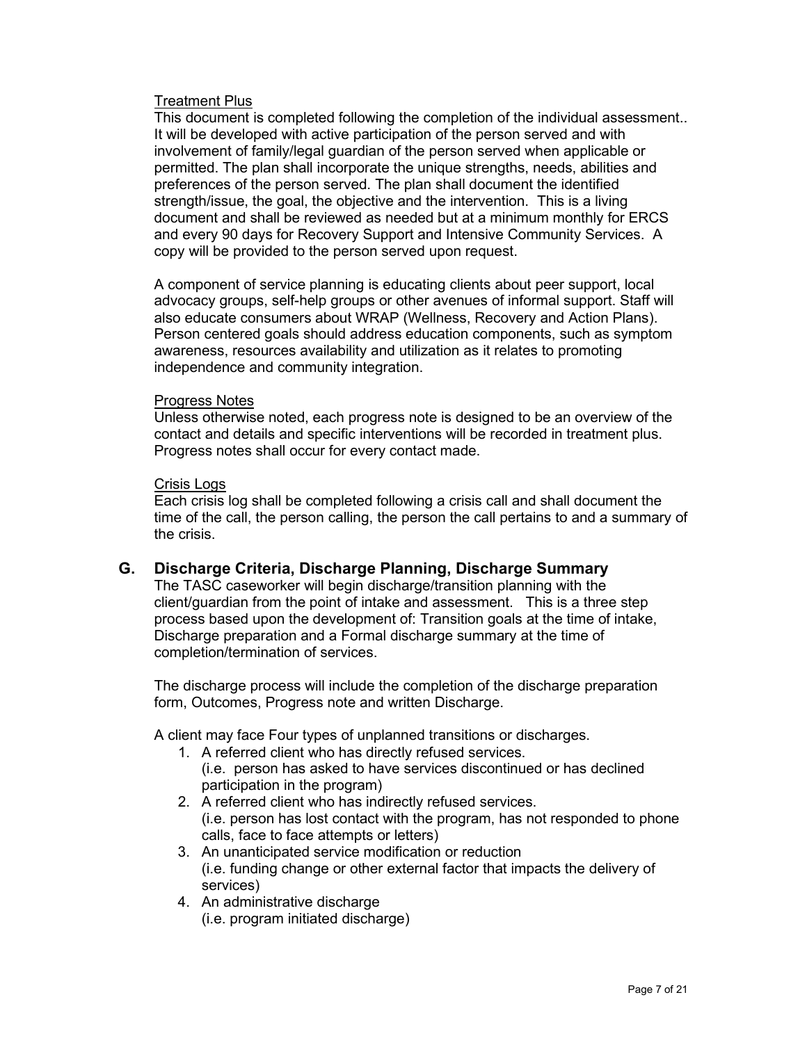Treatment Plus

This document is completed following the completion of the individual assessment.. It will be developed with active participation of the person served and with involvement of family/legal guardian of the person served when applicable or permitted. The plan shall incorporate the unique strengths, needs, abilities and preferences of the person served. The plan shall document the identified strength/issue, the goal, the objective and the intervention. This is a living document and shall be reviewed as needed but at a minimum monthly for ERCS and every 90 days for Recovery Support and Intensive Community Services. A copy will be provided to the person served upon request.

A component of service planning is educating clients about peer support, local advocacy groups, self-help groups or other avenues of informal support. Staff will also educate consumers about WRAP (Wellness, Recovery and Action Plans). Person centered goals should address education components, such as symptom awareness, resources availability and utilization as it relates to promoting independence and community integration.

Progress Notes

Unless otherwise noted, each progress note is designed to be an overview of the contact and details and specific interventions will be recorded in treatment plus. Progress notes shall occur for every contact made.

Crisis Logs

Each crisis log shall be completed following a crisis call and shall document the time of the call, the person calling, the person the call pertains to and a summary of the crisis.

## G. Discharge Criteria, Discharge Planning, Discharge Summary

The TASC caseworker will begin discharge/transition planning with the client/guardian from the point of intake and assessment. This is a three step process based upon the development of: Transition goals at the time of intake, Discharge preparation and a Formal discharge summary at the time of completion/termination of services.

The discharge process will include the completion of the discharge preparation form, Outcomes, Progress note and written Discharge.

A client may face Four types of unplanned transitions or discharges.

1. A referred client who has directly refused services.
   (i.e. person has asked to have services discontinued or has declined participation in the program)
2. A referred client who has indirectly refused services.
   (i.e. person has lost contact with the program, has not responded to phone calls, face to face attempts or letters)
3. An unanticipated service modification or reduction
   (i.e. funding change or other external factor that impacts the delivery of services)
4. An administrative discharge
   (i.e. program initiated discharge)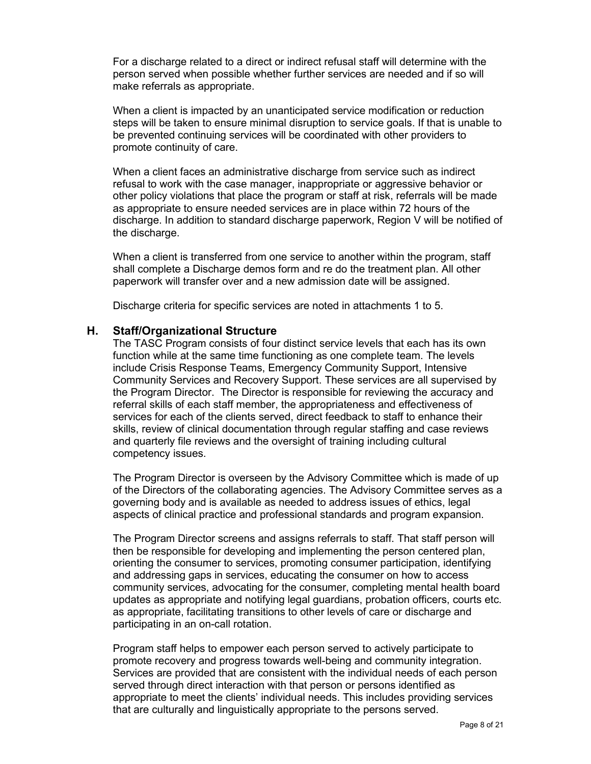For a discharge related to a direct or indirect refusal staff will determine with the person served when possible whether further services are needed and if so will make referrals as appropriate.

When a client is impacted by an unanticipated service modification or reduction steps will be taken to ensure minimal disruption to service goals. If that is unable to be prevented continuing services will be coordinated with other providers to promote continuity of care.

When a client faces an administrative discharge from service such as indirect refusal to work with the case manager, inappropriate or aggressive behavior or other policy violations that place the program or staff at risk, referrals will be made as appropriate to ensure needed services are in place within 72 hours of the discharge. In addition to standard discharge paperwork, Region V will be notified of the discharge.

When a client is transferred from one service to another within the program, staff shall complete a Discharge demos form and re do the treatment plan. All other paperwork will transfer over and a new admission date will be assigned.

Discharge criteria for specific services are noted in attachments 1 to 5.

## H. Staff/Organizational Structure

The TASC Program consists of four distinct service levels that each has its own function while at the same time functioning as one complete team. The levels include Crisis Response Teams, Emergency Community Support, Intensive Community Services and Recovery Support. These services are all supervised by the Program Director. The Director is responsible for reviewing the accuracy and referral skills of each staff member, the appropriateness and effectiveness of services for each of the clients served, direct feedback to staff to enhance their skills, review of clinical documentation through regular staffing and case reviews and quarterly file reviews and the oversight of training including cultural competency issues.

The Program Director is overseen by the Advisory Committee which is made of up of the Directors of the collaborating agencies. The Advisory Committee serves as a governing body and is available as needed to address issues of ethics, legal aspects of clinical practice and professional standards and program expansion.

The Program Director screens and assigns referrals to staff. That staff person will then be responsible for developing and implementing the person centered plan, orienting the consumer to services, promoting consumer participation, identifying and addressing gaps in services, educating the consumer on how to access community services, advocating for the consumer, completing mental health board updates as appropriate and notifying legal guardians, probation officers, courts etc. as appropriate, facilitating transitions to other levels of care or discharge and participating in an on-call rotation.

Program staff helps to empower each person served to actively participate to promote recovery and progress towards well-being and community integration. Services are provided that are consistent with the individual needs of each person served through direct interaction with that person or persons identified as appropriate to meet the clients' individual needs. This includes providing services that are culturally and linguistically appropriate to the persons served.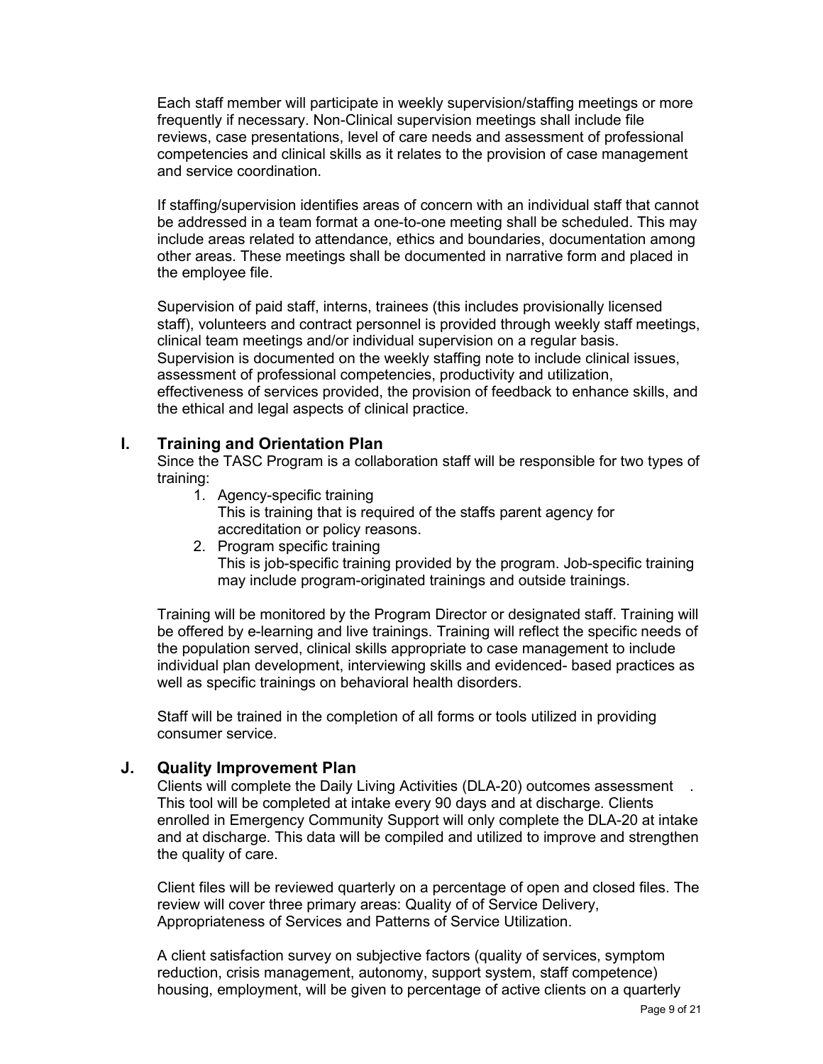Each staff member will participate in weekly supervision/staffing meetings or more frequently if necessary. Non-Clinical supervision meetings shall include file reviews, case presentations, level of care needs and assessment of professional competencies and clinical skills as it relates to the provision of case management and service coordination.

If staffing/supervision identifies areas of concern with an individual staff that cannot be addressed in a team format a one-to-one meeting shall be scheduled. This may include areas related to attendance, ethics and boundaries, documentation among other areas. These meetings shall be documented in narrative form and placed in the employee file.

Supervision of paid staff, interns, trainees (this includes provisionally licensed staff), volunteers and contract personnel is provided through weekly staff meetings, clinical team meetings and/or individual supervision on a regular basis. Supervision is documented on the weekly staffing note to include clinical issues, assessment of professional competencies, productivity and utilization, effectiveness of services provided, the provision of feedback to enhance skills, and the ethical and legal aspects of clinical practice.

## I. Training and Orientation Plan

Since the TASC Program is a collaboration staff will be responsible for two types of training:

1. Agency-specific training
   This is training that is required of the staffs parent agency for accreditation or policy reasons.
2. Program specific training
   This is job-specific training provided by the program. Job-specific training may include program-originated trainings and outside trainings.

Training will be monitored by the Program Director or designated staff. Training will be offered by e-learning and live trainings. Training will reflect the specific needs of the population served, clinical skills appropriate to case management to include individual plan development, interviewing skills and evidenced- based practices as well as specific trainings on behavioral health disorders.

Staff will be trained in the completion of all forms or tools utilized in providing consumer service.

## J. Quality Improvement Plan

Clients will complete the Daily Living Activities (DLA-20) outcomes assessment . This tool will be completed at intake every 90 days and at discharge. Clients enrolled in Emergency Community Support will only complete the DLA-20 at intake and at discharge. This data will be compiled and utilized to improve and strengthen the quality of care.

Client files will be reviewed quarterly on a percentage of open and closed files. The review will cover three primary areas: Quality of of Service Delivery, Appropriateness of Services and Patterns of Service Utilization.

A client satisfaction survey on subjective factors (quality of services, symptom reduction, crisis management, autonomy, support system, staff competence) housing, employment, will be given to percentage of active clients on a quarterly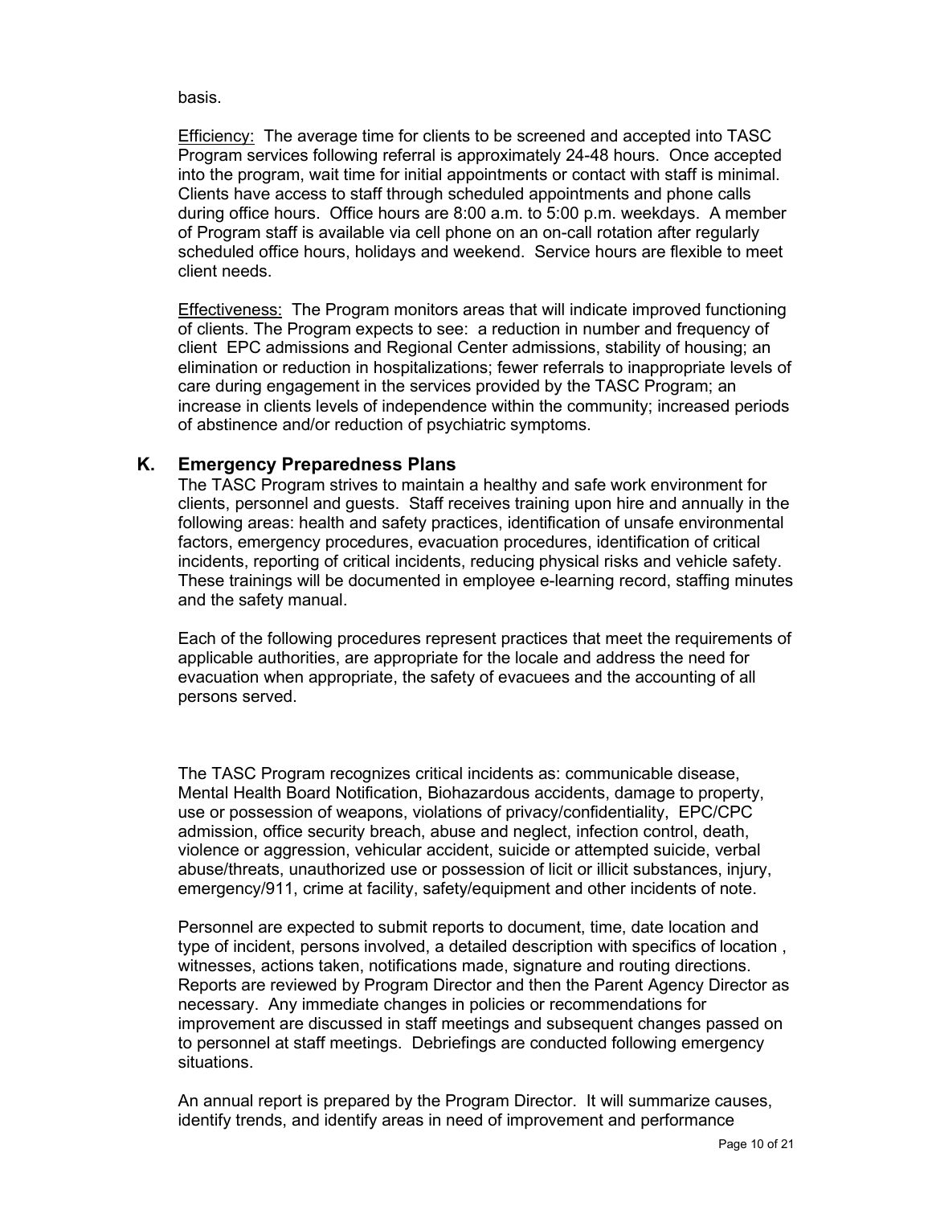basis.

<u>Efficiency:</u> The average time for clients to be screened and accepted into TASC Program services following referral is approximately 24-48 hours. Once accepted into the program, wait time for initial appointments or contact with staff is minimal. Clients have access to staff through scheduled appointments and phone calls during office hours. Office hours are 8:00 a.m. to 5:00 p.m. weekdays. A member of Program staff is available via cell phone on an on-call rotation after regularly scheduled office hours, holidays and weekend. Service hours are flexible to meet client needs.

<u>Effectiveness:</u> The Program monitors areas that will indicate improved functioning of clients. The Program expects to see: a reduction in number and frequency of client EPC admissions and Regional Center admissions, stability of housing; an elimination or reduction in hospitalizations; fewer referrals to inappropriate levels of care during engagement in the services provided by the TASC Program; an increase in clients levels of independence within the community; increased periods of abstinence and/or reduction of psychiatric symptoms.

## K. Emergency Preparedness Plans

The TASC Program strives to maintain a healthy and safe work environment for clients, personnel and guests. Staff receives training upon hire and annually in the following areas: health and safety practices, identification of unsafe environmental factors, emergency procedures, evacuation procedures, identification of critical incidents, reporting of critical incidents, reducing physical risks and vehicle safety. These trainings will be documented in employee e-learning record, staffing minutes and the safety manual.

Each of the following procedures represent practices that meet the requirements of applicable authorities, are appropriate for the locale and address the need for evacuation when appropriate, the safety of evacuees and the accounting of all persons served.

The TASC Program recognizes critical incidents as: communicable disease, Mental Health Board Notification, Biohazardous accidents, damage to property, use or possession of weapons, violations of privacy/confidentiality, EPC/CPC admission, office security breach, abuse and neglect, infection control, death, violence or aggression, vehicular accident, suicide or attempted suicide, verbal abuse/threats, unauthorized use or possession of licit or illicit substances, injury, emergency/911, crime at facility, safety/equipment and other incidents of note.

Personnel are expected to submit reports to document, time, date location and type of incident, persons involved, a detailed description with specifics of location , witnesses, actions taken, notifications made, signature and routing directions. Reports are reviewed by Program Director and then the Parent Agency Director as necessary. Any immediate changes in policies or recommendations for improvement are discussed in staff meetings and subsequent changes passed on to personnel at staff meetings. Debriefings are conducted following emergency situations.

An annual report is prepared by the Program Director. It will summarize causes, identify trends, and identify areas in need of improvement and performance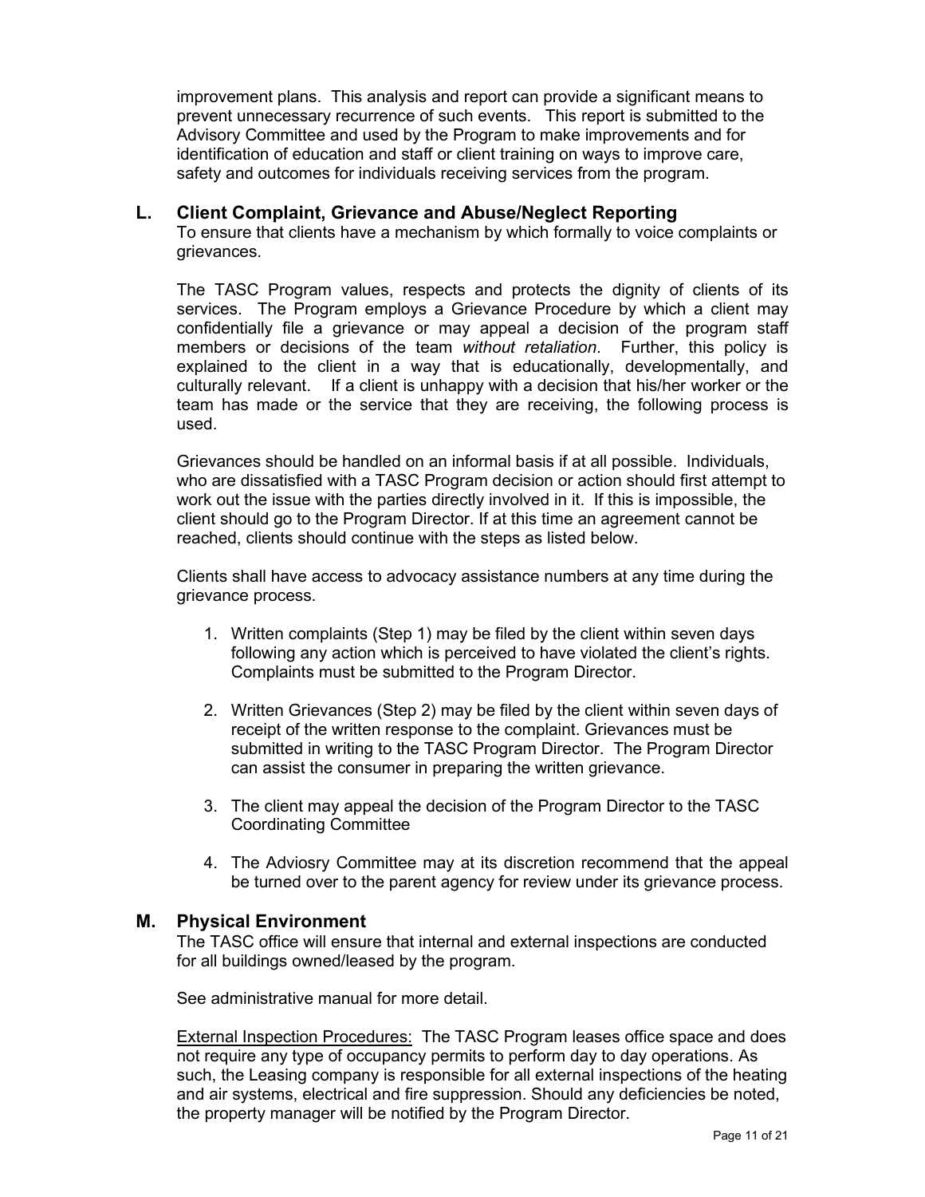improvement plans. This analysis and report can provide a significant means to prevent unnecessary recurrence of such events. This report is submitted to the Advisory Committee and used by the Program to make improvements and for identification of education and staff or client training on ways to improve care, safety and outcomes for individuals receiving services from the program.

## L. Client Complaint, Grievance and Abuse/Neglect Reporting

To ensure that clients have a mechanism by which formally to voice complaints or grievances.

The TASC Program values, respects and protects the dignity of clients of its services. The Program employs a Grievance Procedure by which a client may confidentially file a grievance or may appeal a decision of the program staff members or decisions of the team *without retaliation*. Further, this policy is explained to the client in a way that is educationally, developmentally, and culturally relevant. If a client is unhappy with a decision that his/her worker or the team has made or the service that they are receiving, the following process is used.

Grievances should be handled on an informal basis if at all possible. Individuals, who are dissatisfied with a TASC Program decision or action should first attempt to work out the issue with the parties directly involved in it. If this is impossible, the client should go to the Program Director. If at this time an agreement cannot be reached, clients should continue with the steps as listed below.

Clients shall have access to advocacy assistance numbers at any time during the grievance process.

1. Written complaints (Step 1) may be filed by the client within seven days following any action which is perceived to have violated the client's rights. Complaints must be submitted to the Program Director.

2. Written Grievances (Step 2) may be filed by the client within seven days of receipt of the written response to the complaint. Grievances must be submitted in writing to the TASC Program Director. The Program Director can assist the consumer in preparing the written grievance.

3. The client may appeal the decision of the Program Director to the TASC Coordinating Committee

4. The Adviosry Committee may at its discretion recommend that the appeal be turned over to the parent agency for review under its grievance process.

## M. Physical Environment

The TASC office will ensure that internal and external inspections are conducted for all buildings owned/leased by the program.

See administrative manual for more detail.

<u>External Inspection Procedures:</u> The TASC Program leases office space and does not require any type of occupancy permits to perform day to day operations. As such, the Leasing company is responsible for all external inspections of the heating and air systems, electrical and fire suppression. Should any deficiencies be noted, the property manager will be notified by the Program Director.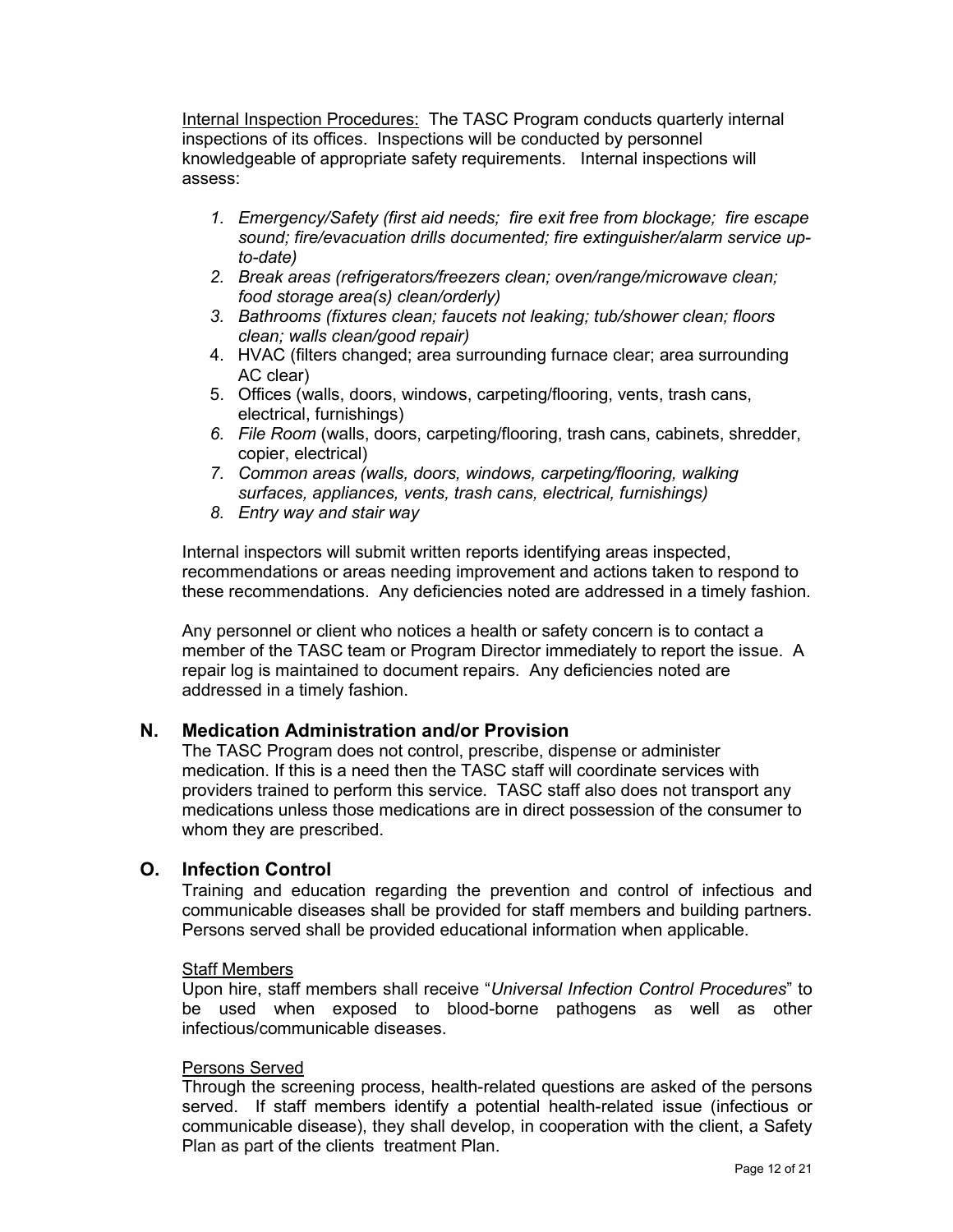<u>Internal Inspection Procedures:</u> The TASC Program conducts quarterly internal inspections of its offices. Inspections will be conducted by personnel knowledgeable of appropriate safety requirements. Internal inspections will assess:

1. *Emergency/Safety (first aid needs; fire exit free from blockage; fire escape sound; fire/evacuation drills documented; fire extinguisher/alarm service up-to-date)*
2. *Break areas (refrigerators/freezers clean; oven/range/microwave clean; food storage area(s) clean/orderly)*
3. *Bathrooms (fixtures clean; faucets not leaking; tub/shower clean; floors clean; walls clean/good repair)*
4. HVAC (filters changed; area surrounding furnace clear; area surrounding AC clear)
5. Offices (walls, doors, windows, carpeting/flooring, vents, trash cans, electrical, furnishings)
6. *File Room* (walls, doors, carpeting/flooring, trash cans, cabinets, shredder, copier, electrical)
7. *Common areas (walls, doors, windows, carpeting/flooring, walking surfaces, appliances, vents, trash cans, electrical, furnishings)*
8. *Entry way and stair way*

Internal inspectors will submit written reports identifying areas inspected, recommendations or areas needing improvement and actions taken to respond to these recommendations. Any deficiencies noted are addressed in a timely fashion.

Any personnel or client who notices a health or safety concern is to contact a member of the TASC team or Program Director immediately to report the issue. A repair log is maintained to document repairs. Any deficiencies noted are addressed in a timely fashion.

## N. Medication Administration and/or Provision

The TASC Program does not control, prescribe, dispense or administer medication. If this is a need then the TASC staff will coordinate services with providers trained to perform this service. TASC staff also does not transport any medications unless those medications are in direct possession of the consumer to whom they are prescribed.

## O. Infection Control

Training and education regarding the prevention and control of infectious and communicable diseases shall be provided for staff members and building partners. Persons served shall be provided educational information when applicable.

<u>Staff Members</u>

Upon hire, staff members shall receive "*Universal Infection Control Procedures*" to be used when exposed to blood-borne pathogens as well as other infectious/communicable diseases.

<u>Persons Served</u>

Through the screening process, health-related questions are asked of the persons served. If staff members identify a potential health-related issue (infectious or communicable disease), they shall develop, in cooperation with the client, a Safety Plan as part of the clients treatment Plan.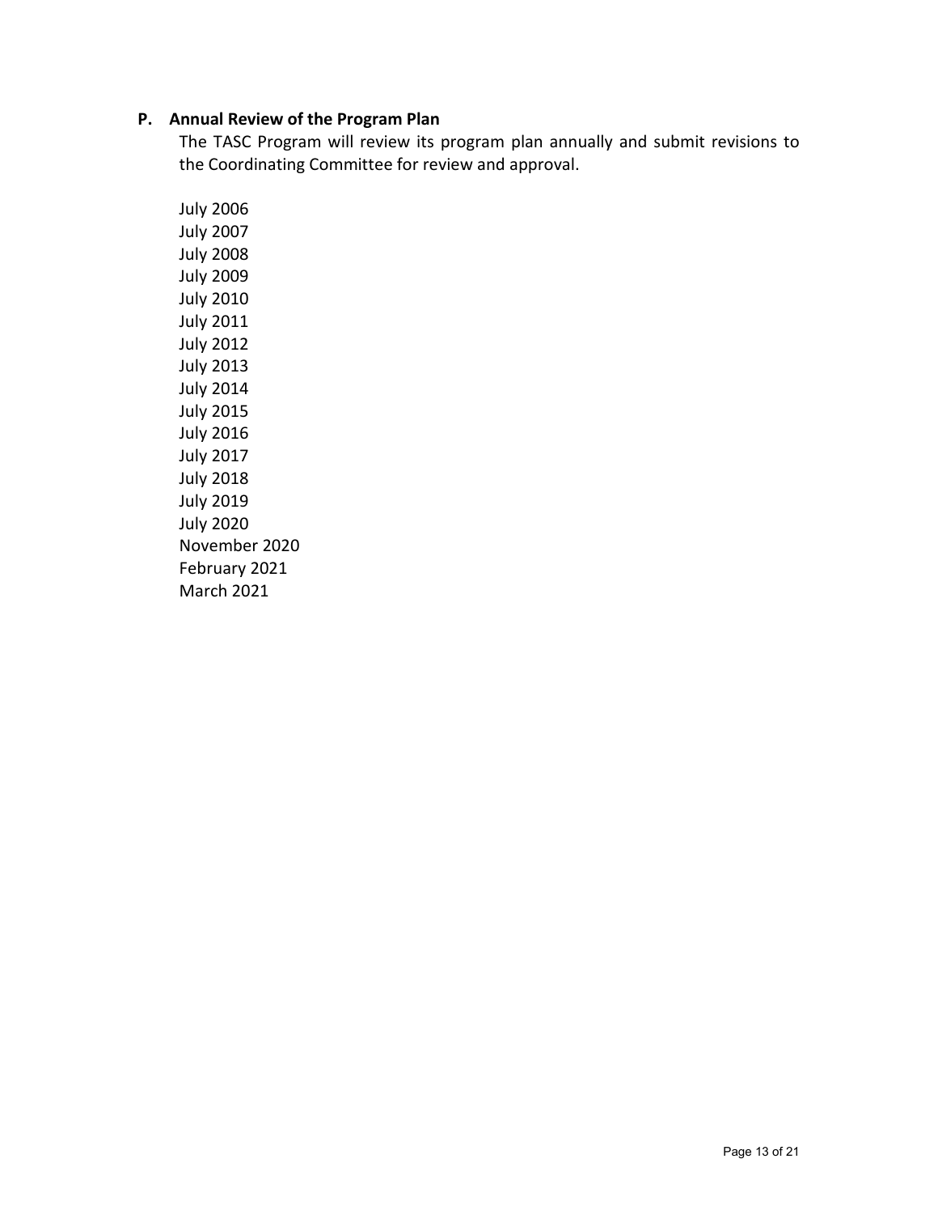## P. Annual Review of the Program Plan

The TASC Program will review its program plan annually and submit revisions to the Coordinating Committee for review and approval.

July 2006
July 2007
July 2008
July 2009
July 2010
July 2011
July 2012
July 2013
July 2014
July 2015
July 2016
July 2017
July 2018
July 2019
July 2020
November 2020
February 2021
March 2021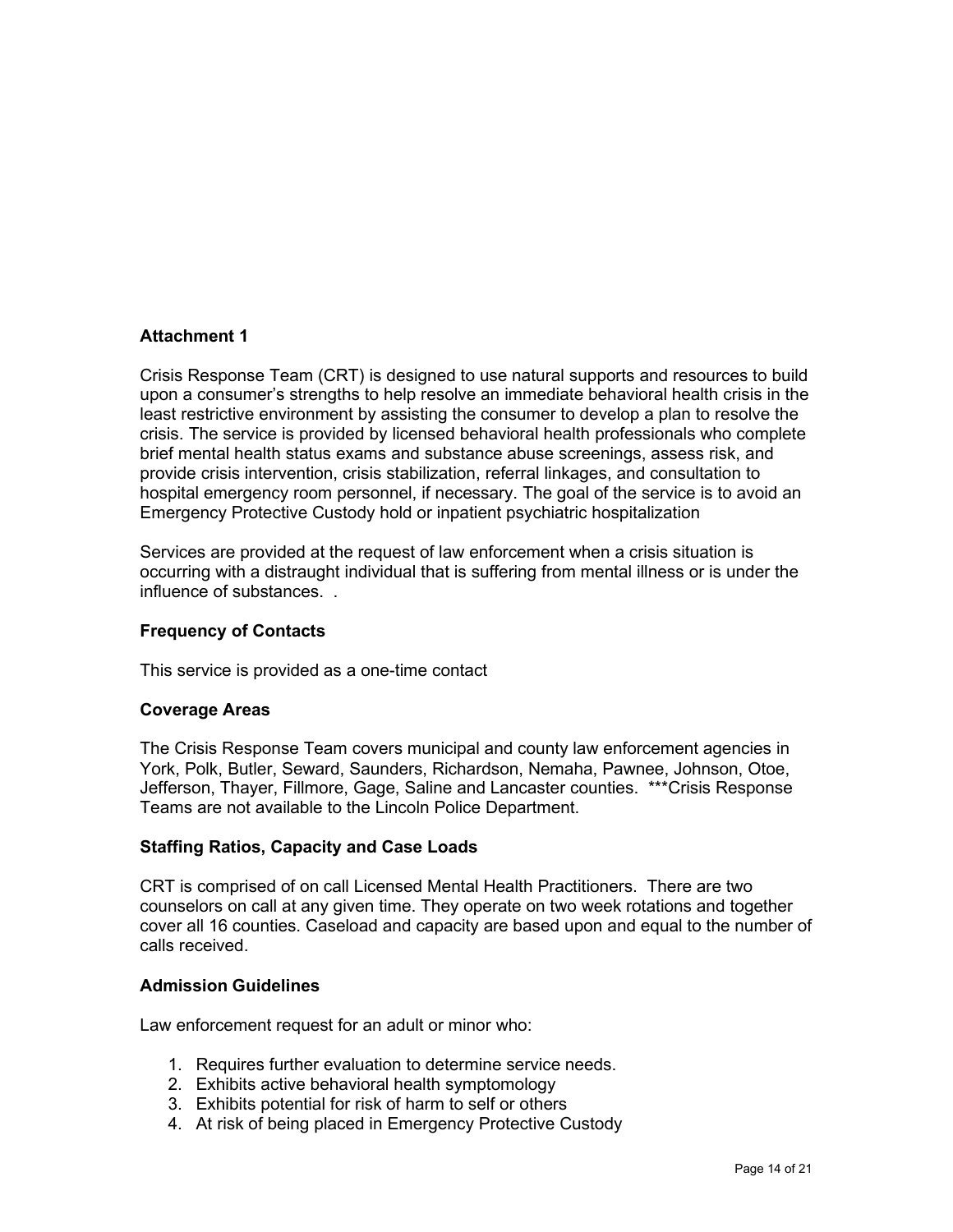**Attachment 1**

Crisis Response Team (CRT) is designed to use natural supports and resources to build upon a consumer's strengths to help resolve an immediate behavioral health crisis in the least restrictive environment by assisting the consumer to develop a plan to resolve the crisis. The service is provided by licensed behavioral health professionals who complete brief mental health status exams and substance abuse screenings, assess risk, and provide crisis intervention, crisis stabilization, referral linkages, and consultation to hospital emergency room personnel, if necessary. The goal of the service is to avoid an Emergency Protective Custody hold or inpatient psychiatric hospitalization

Services are provided at the request of law enforcement when a crisis situation is occurring with a distraught individual that is suffering from mental illness or is under the influence of substances. .

**Frequency of Contacts**

This service is provided as a one-time contact

**Coverage Areas**

The Crisis Response Team covers municipal and county law enforcement agencies in York, Polk, Butler, Seward, Saunders, Richardson, Nemaha, Pawnee, Johnson, Otoe, Jefferson, Thayer, Fillmore, Gage, Saline and Lancaster counties. ***Crisis Response Teams are not available to the Lincoln Police Department.

**Staffing Ratios, Capacity and Case Loads**

CRT is comprised of on call Licensed Mental Health Practitioners. There are two counselors on call at any given time. They operate on two week rotations and together cover all 16 counties. Caseload and capacity are based upon and equal to the number of calls received.

**Admission Guidelines**

Law enforcement request for an adult or minor who:

1. Requires further evaluation to determine service needs.
2. Exhibits active behavioral health symptomology
3. Exhibits potential for risk of harm to self or others
4. At risk of being placed in Emergency Protective Custody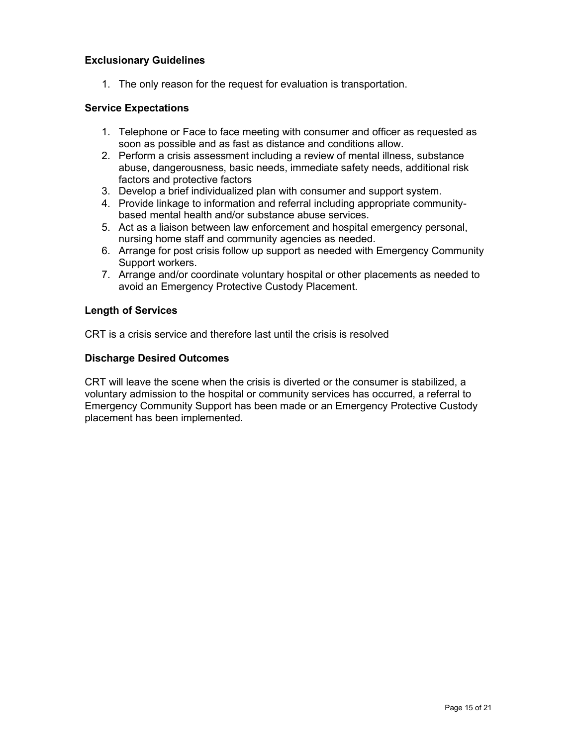**Exclusionary Guidelines**

1. The only reason for the request for evaluation is transportation.

**Service Expectations**

1. Telephone or Face to face meeting with consumer and officer as requested as soon as possible and as fast as distance and conditions allow.
2. Perform a crisis assessment including a review of mental illness, substance abuse, dangerousness, basic needs, immediate safety needs, additional risk factors and protective factors
3. Develop a brief individualized plan with consumer and support system.
4. Provide linkage to information and referral including appropriate community-based mental health and/or substance abuse services.
5. Act as a liaison between law enforcement and hospital emergency personal, nursing home staff and community agencies as needed.
6. Arrange for post crisis follow up support as needed with Emergency Community Support workers.
7. Arrange and/or coordinate voluntary hospital or other placements as needed to avoid an Emergency Protective Custody Placement.

**Length of Services**

CRT is a crisis service and therefore last until the crisis is resolved

**Discharge Desired Outcomes**

CRT will leave the scene when the crisis is diverted or the consumer is stabilized, a voluntary admission to the hospital or community services has occurred, a referral to Emergency Community Support has been made or an Emergency Protective Custody placement has been implemented.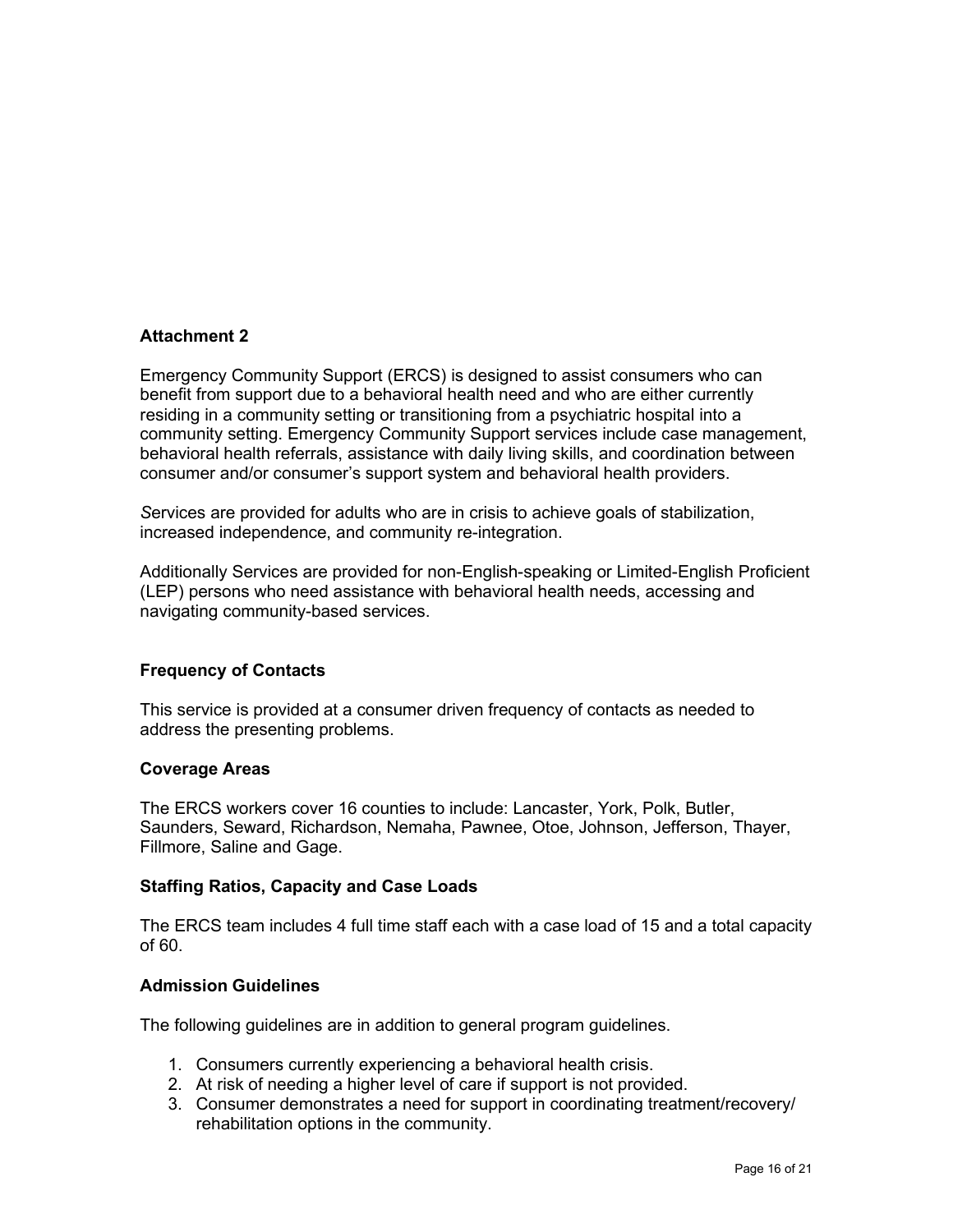**Attachment 2**

Emergency Community Support (ERCS) is designed to assist consumers who can benefit from support due to a behavioral health need and who are either currently residing in a community setting or transitioning from a psychiatric hospital into a community setting. Emergency Community Support services include case management, behavioral health referrals, assistance with daily living skills, and coordination between consumer and/or consumer's support system and behavioral health providers.

*S*ervices are provided for adults who are in crisis to achieve goals of stabilization, increased independence, and community re-integration.

Additionally Services are provided for non-English-speaking or Limited-English Proficient (LEP) persons who need assistance with behavioral health needs, accessing and navigating community-based services.

**Frequency of Contacts**

This service is provided at a consumer driven frequency of contacts as needed to address the presenting problems.

**Coverage Areas**

The ERCS workers cover 16 counties to include: Lancaster, York, Polk, Butler, Saunders, Seward, Richardson, Nemaha, Pawnee, Otoe, Johnson, Jefferson, Thayer, Fillmore, Saline and Gage.

**Staffing Ratios, Capacity and Case Loads**

The ERCS team includes 4 full time staff each with a case load of 15 and a total capacity of 60.

**Admission Guidelines**

The following guidelines are in addition to general program guidelines.

1. Consumers currently experiencing a behavioral health crisis.
2. At risk of needing a higher level of care if support is not provided.
3. Consumer demonstrates a need for support in coordinating treatment/recovery/ rehabilitation options in the community.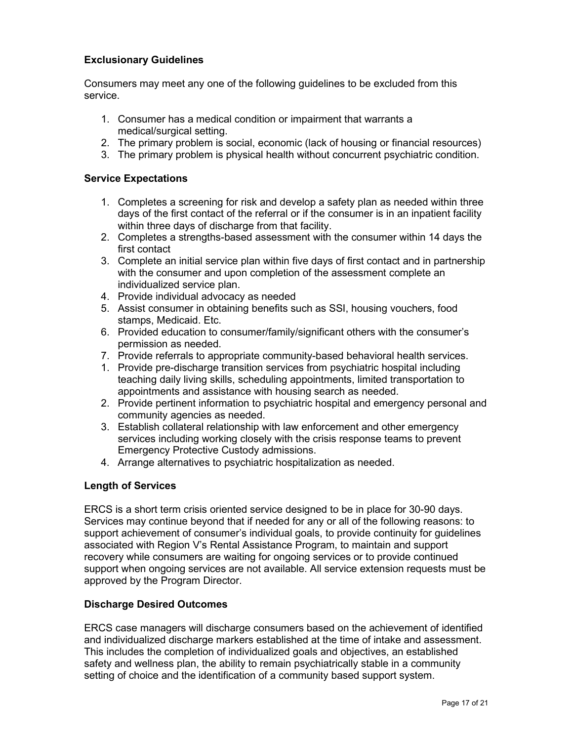### Exclusionary Guidelines

Consumers may meet any one of the following guidelines to be excluded from this service.

1. Consumer has a medical condition or impairment that warrants a medical/surgical setting.
2. The primary problem is social, economic (lack of housing or financial resources)
3. The primary problem is physical health without concurrent psychiatric condition.

### Service Expectations

1. Completes a screening for risk and develop a safety plan as needed within three days of the first contact of the referral or if the consumer is in an inpatient facility within three days of discharge from that facility.
2. Completes a strengths-based assessment with the consumer within 14 days the first contact
3. Complete an initial service plan within five days of first contact and in partnership with the consumer and upon completion of the assessment complete an individualized service plan.
4. Provide individual advocacy as needed
5. Assist consumer in obtaining benefits such as SSI, housing vouchers, food stamps, Medicaid. Etc.
6. Provided education to consumer/family/significant others with the consumer's permission as needed.
7. Provide referrals to appropriate community-based behavioral health services.

1. Provide pre-discharge transition services from psychiatric hospital including teaching daily living skills, scheduling appointments, limited transportation to appointments and assistance with housing search as needed.
2. Provide pertinent information to psychiatric hospital and emergency personal and community agencies as needed.
3. Establish collateral relationship with law enforcement and other emergency services including working closely with the crisis response teams to prevent Emergency Protective Custody admissions.
4. Arrange alternatives to psychiatric hospitalization as needed.

### Length of Services

ERCS is a short term crisis oriented service designed to be in place for 30-90 days. Services may continue beyond that if needed for any or all of the following reasons: to support achievement of consumer's individual goals, to provide continuity for guidelines associated with Region V's Rental Assistance Program, to maintain and support recovery while consumers are waiting for ongoing services or to provide continued support when ongoing services are not available. All service extension requests must be approved by the Program Director.

### Discharge Desired Outcomes

ERCS case managers will discharge consumers based on the achievement of identified and individualized discharge markers established at the time of intake and assessment. This includes the completion of individualized goals and objectives, an established safety and wellness plan, the ability to remain psychiatrically stable in a community setting of choice and the identification of a community based support system.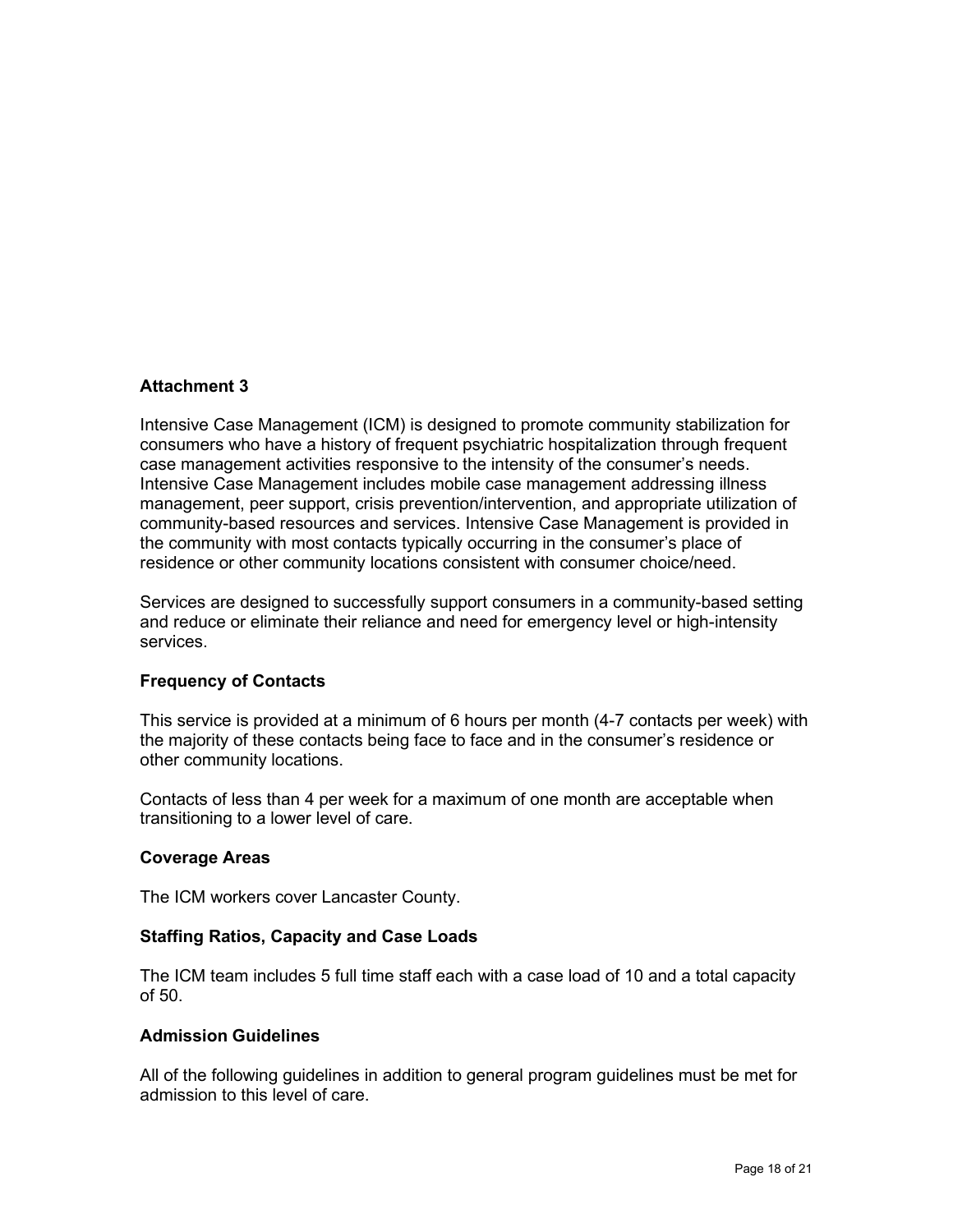## Attachment 3

Intensive Case Management (ICM) is designed to promote community stabilization for consumers who have a history of frequent psychiatric hospitalization through frequent case management activities responsive to the intensity of the consumer's needs. Intensive Case Management includes mobile case management addressing illness management, peer support, crisis prevention/intervention, and appropriate utilization of community-based resources and services. Intensive Case Management is provided in the community with most contacts typically occurring in the consumer's place of residence or other community locations consistent with consumer choice/need.

Services are designed to successfully support consumers in a community-based setting and reduce or eliminate their reliance and need for emergency level or high-intensity services.

### Frequency of Contacts

This service is provided at a minimum of 6 hours per month (4-7 contacts per week) with the majority of these contacts being face to face and in the consumer's residence or other community locations.

Contacts of less than 4 per week for a maximum of one month are acceptable when transitioning to a lower level of care.

### Coverage Areas

The ICM workers cover Lancaster County.

### Staffing Ratios, Capacity and Case Loads

The ICM team includes 5 full time staff each with a case load of 10 and a total capacity of 50.

### Admission Guidelines

All of the following guidelines in addition to general program guidelines must be met for admission to this level of care.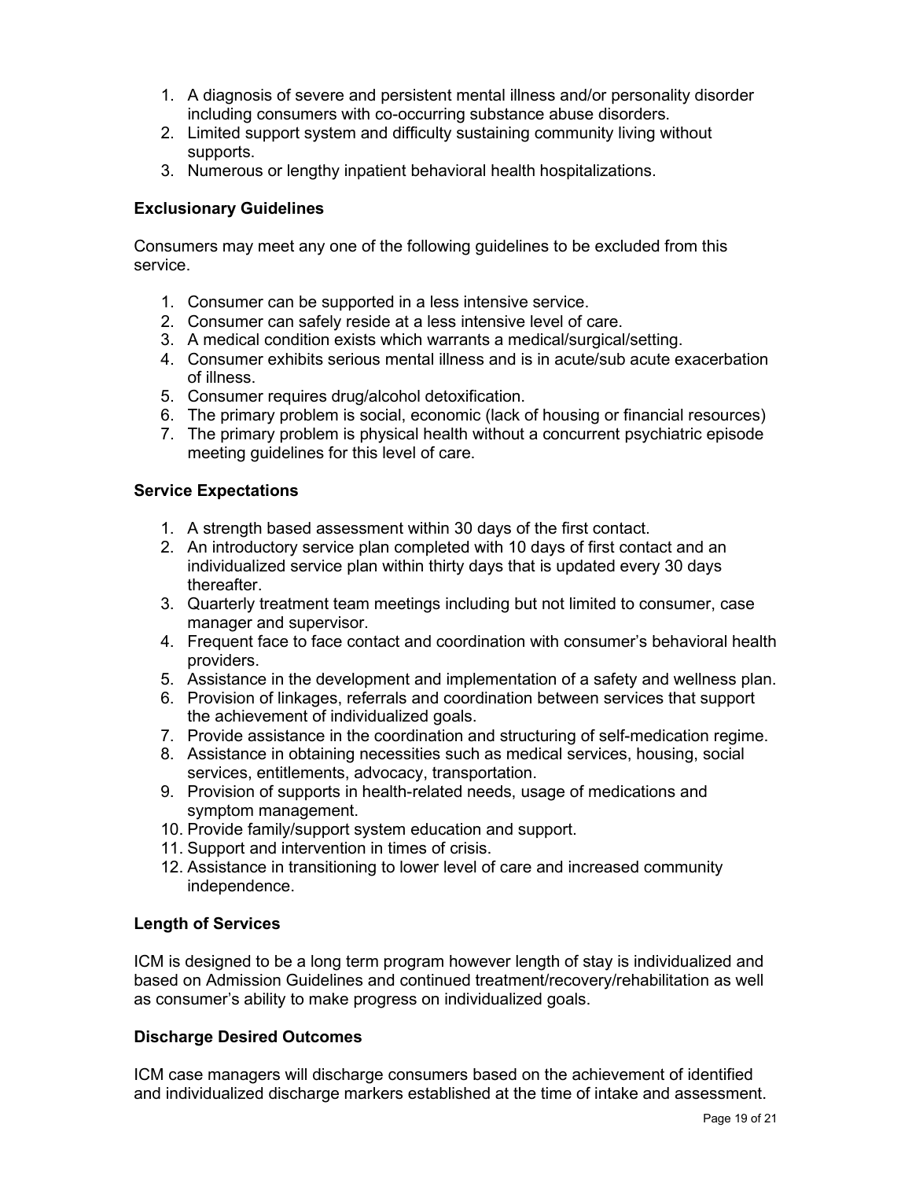1. A diagnosis of severe and persistent mental illness and/or personality disorder including consumers with co-occurring substance abuse disorders.
2. Limited support system and difficulty sustaining community living without supports.
3. Numerous or lengthy inpatient behavioral health hospitalizations.

**Exclusionary Guidelines**

Consumers may meet any one of the following guidelines to be excluded from this service.

1. Consumer can be supported in a less intensive service.
2. Consumer can safely reside at a less intensive level of care.
3. A medical condition exists which warrants a medical/surgical/setting.
4. Consumer exhibits serious mental illness and is in acute/sub acute exacerbation of illness.
5. Consumer requires drug/alcohol detoxification.
6. The primary problem is social, economic (lack of housing or financial resources)
7. The primary problem is physical health without a concurrent psychiatric episode meeting guidelines for this level of care.

**Service Expectations**

1. A strength based assessment within 30 days of the first contact.
2. An introductory service plan completed with 10 days of first contact and an individualized service plan within thirty days that is updated every 30 days thereafter.
3. Quarterly treatment team meetings including but not limited to consumer, case manager and supervisor.
4. Frequent face to face contact and coordination with consumer's behavioral health providers.
5. Assistance in the development and implementation of a safety and wellness plan.
6. Provision of linkages, referrals and coordination between services that support the achievement of individualized goals.
7. Provide assistance in the coordination and structuring of self-medication regime.
8. Assistance in obtaining necessities such as medical services, housing, social services, entitlements, advocacy, transportation.
9. Provision of supports in health-related needs, usage of medications and symptom management.
10. Provide family/support system education and support.
11. Support and intervention in times of crisis.
12. Assistance in transitioning to lower level of care and increased community independence.

**Length of Services**

ICM is designed to be a long term program however length of stay is individualized and based on Admission Guidelines and continued treatment/recovery/rehabilitation as well as consumer's ability to make progress on individualized goals.

**Discharge Desired Outcomes**

ICM case managers will discharge consumers based on the achievement of identified and individualized discharge markers established at the time of intake and assessment.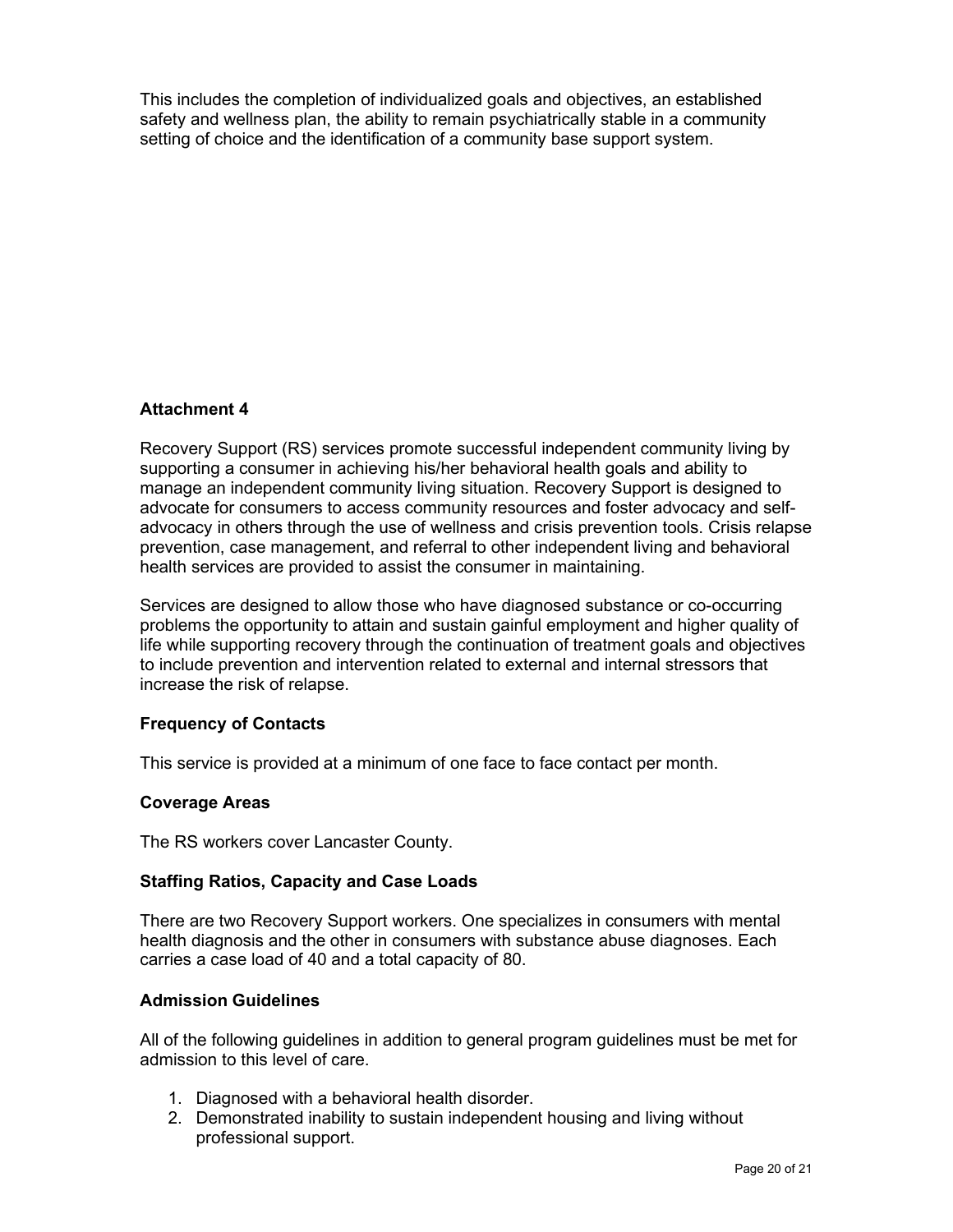This includes the completion of individualized goals and objectives, an established safety and wellness plan, the ability to remain psychiatrically stable in a community setting of choice and the identification of a community base support system.

**Attachment 4**

Recovery Support (RS) services promote successful independent community living by supporting a consumer in achieving his/her behavioral health goals and ability to manage an independent community living situation. Recovery Support is designed to advocate for consumers to access community resources and foster advocacy and self-advocacy in others through the use of wellness and crisis prevention tools. Crisis relapse prevention, case management, and referral to other independent living and behavioral health services are provided to assist the consumer in maintaining.

Services are designed to allow those who have diagnosed substance or co-occurring problems the opportunity to attain and sustain gainful employment and higher quality of life while supporting recovery through the continuation of treatment goals and objectives to include prevention and intervention related to external and internal stressors that increase the risk of relapse.

**Frequency of Contacts**

This service is provided at a minimum of one face to face contact per month.

**Coverage Areas**

The RS workers cover Lancaster County.

**Staffing Ratios, Capacity and Case Loads**

There are two Recovery Support workers. One specializes in consumers with mental health diagnosis and the other in consumers with substance abuse diagnoses. Each carries a case load of 40 and a total capacity of 80.

**Admission Guidelines**

All of the following guidelines in addition to general program guidelines must be met for admission to this level of care.

1. Diagnosed with a behavioral health disorder.
2. Demonstrated inability to sustain independent housing and living without professional support.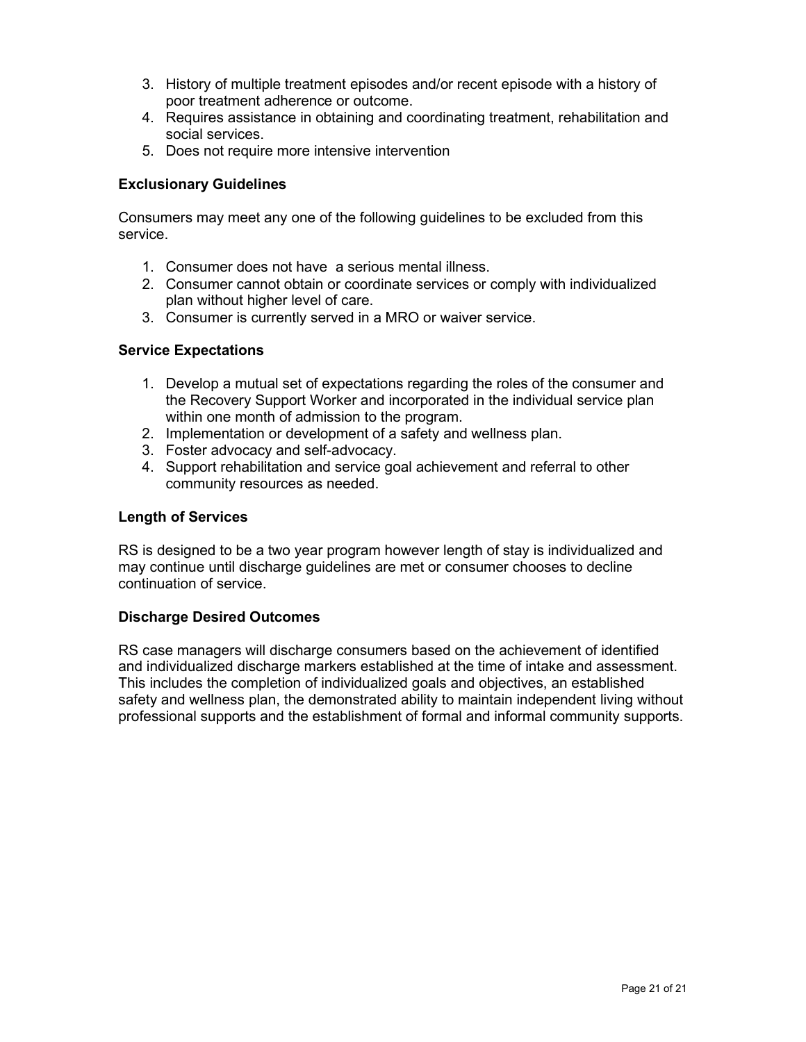3. History of multiple treatment episodes and/or recent episode with a history of poor treatment adherence or outcome.
4. Requires assistance in obtaining and coordinating treatment, rehabilitation and social services.
5. Does not require more intensive intervention

### Exclusionary Guidelines

Consumers may meet any one of the following guidelines to be excluded from this service.

1. Consumer does not have a serious mental illness.
2. Consumer cannot obtain or coordinate services or comply with individualized plan without higher level of care.
3. Consumer is currently served in a MRO or waiver service.

### Service Expectations

1. Develop a mutual set of expectations regarding the roles of the consumer and the Recovery Support Worker and incorporated in the individual service plan within one month of admission to the program.
2. Implementation or development of a safety and wellness plan.
3. Foster advocacy and self-advocacy.
4. Support rehabilitation and service goal achievement and referral to other community resources as needed.

### Length of Services

RS is designed to be a two year program however length of stay is individualized and may continue until discharge guidelines are met or consumer chooses to decline continuation of service.

### Discharge Desired Outcomes

RS case managers will discharge consumers based on the achievement of identified and individualized discharge markers established at the time of intake and assessment. This includes the completion of individualized goals and objectives, an established safety and wellness plan, the demonstrated ability to maintain independent living without professional supports and the establishment of formal and informal community supports.